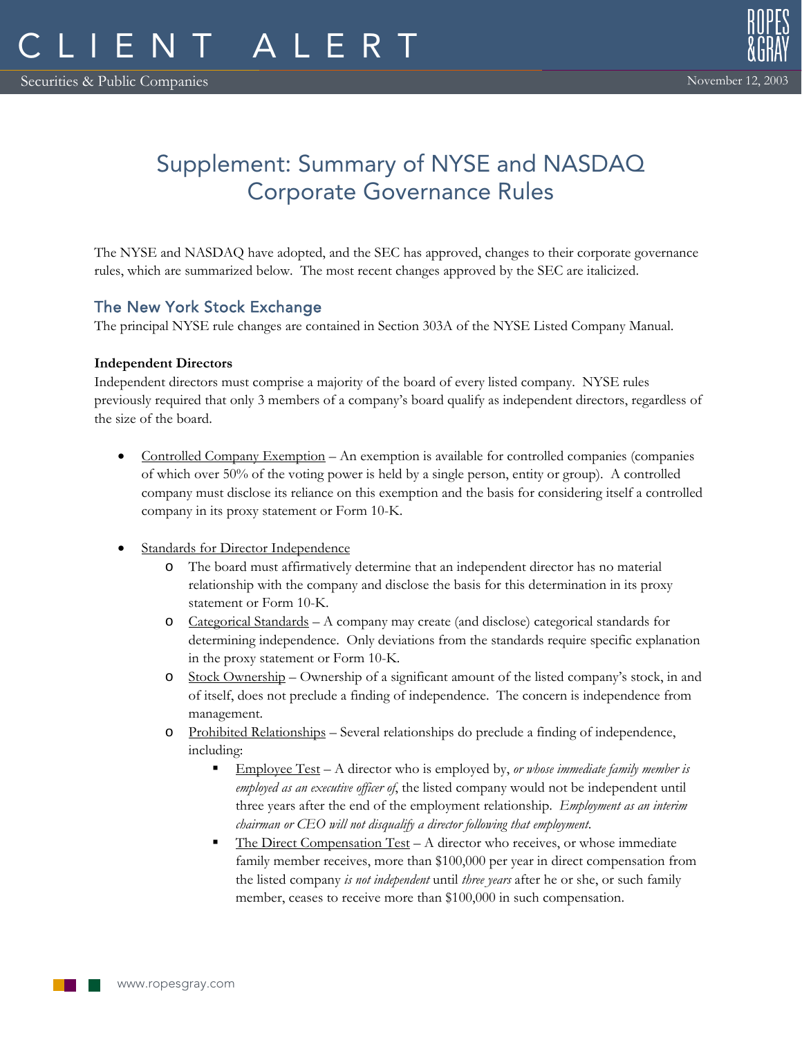# CLIENT ALERT

Securities & Public Companies

November 12, 2003

## Supplement: Summary of NYSE and NASDAQ Corporate Governance Rules

The NYSE and NASDAQ have adopted, and the SEC has approved, changes to their corporate governance rules, which are summarized below. The most recent changes approved by the SEC are italicized.

### The New York Stock Exchange

The principal NYSE rule changes are contained in Section 303A of the NYSE Listed Company Manual.

**Independent Directors**

Independent directors must comprise a majority of the board of every listed company. NYSE rules previously required that only 3 members of a company's board qualify as independent directors, regardless of the size of the board.

- Controlled Company Exemption – An exemption is available for controlled companies (companies of which over 50% of the voting power is held by a single person, entity or group). A controlled company must disclose its reliance on this exemption and the basis for considering itself a controlled company in its proxy statement or Form 10-K.

- Standards for Director Independence
  - The board must affirmatively determine that an independent director has no material relationship with the company and disclose the basis for this determination in its proxy statement or Form 10-K.
  - Categorical Standards – A company may create (and disclose) categorical standards for determining independence. Only deviations from the standards require specific explanation in the proxy statement or Form 10-K.
  - Stock Ownership – Ownership of a significant amount of the listed company's stock, in and of itself, does not preclude a finding of independence. The concern is independence from management.
  - Prohibited Relationships – Several relationships do preclude a finding of independence, including:
    - Employee Test – A director who is employed by, *or whose immediate family member is employed as an executive officer of*, the listed company would not be independent until three years after the end of the employment relationship. *Employment as an interim chairman or CEO will not disqualify a director following that employment.*
    - The Direct Compensation Test – A director who receives, or whose immediate family member receives, more than $100,000 per year in direct compensation from the listed company *is not independent* until *three years* after he or she, or such family member, ceases to receive more than $100,000 in such compensation.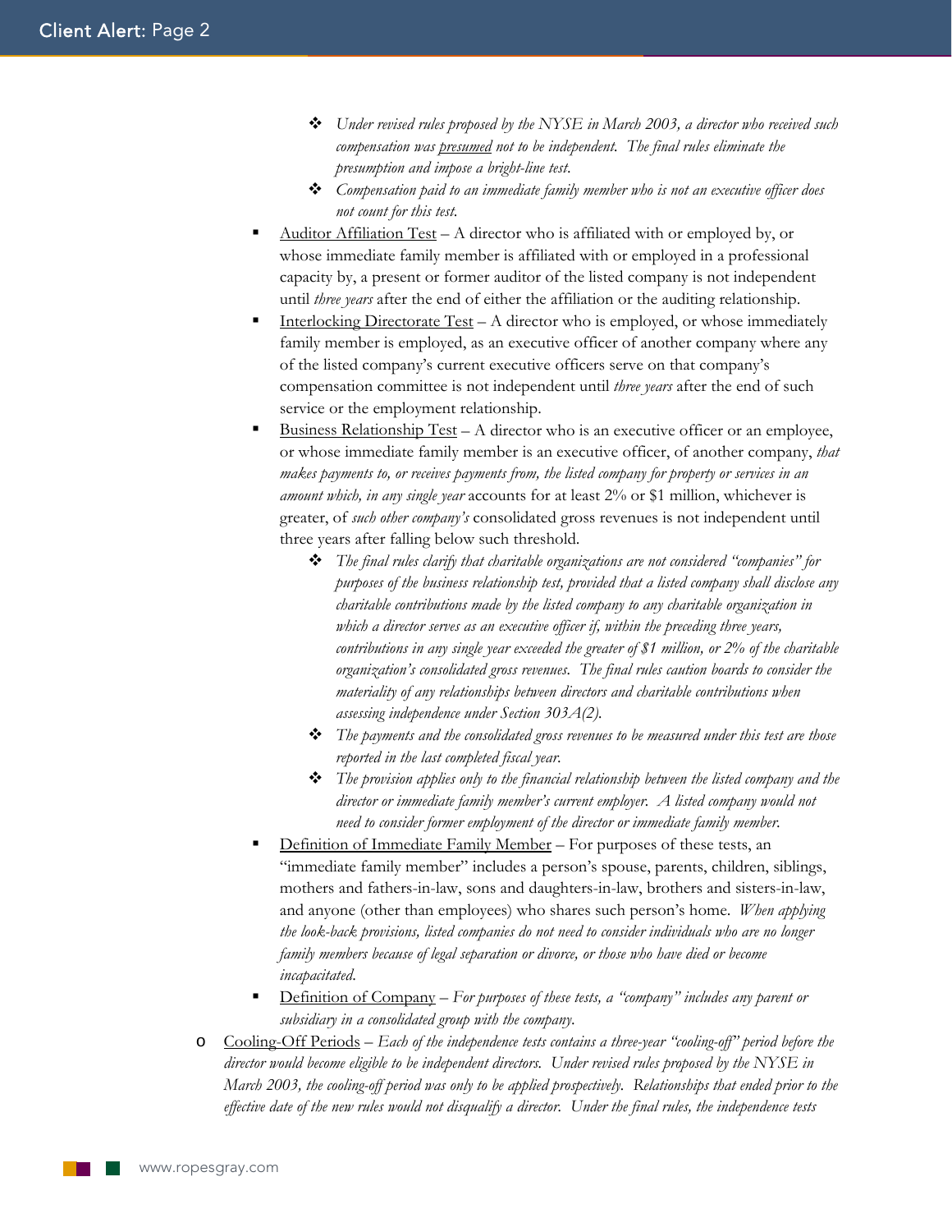- *Under revised rules proposed by the NYSE in March 2003, a director who received such compensation was* ***presumed*** *not to be independent. The final rules eliminate the presumption and impose a bright-line test.*
    - *Compensation paid to an immediate family member who is not an executive officer does not count for this test.*
  - Auditor Affiliation Test – A director who is affiliated with or employed by, or whose immediate family member is affiliated with or employed in a professional capacity by, a present or former auditor of the listed company is not independent until *three years* after the end of either the affiliation or the auditing relationship.
  - Interlocking Directorate Test – A director who is employed, or whose immediately family member is employed, as an executive officer of another company where any of the listed company's current executive officers serve on that company's compensation committee is not independent until *three years* after the end of such service or the employment relationship.
  - Business Relationship Test – A director who is an executive officer or an employee, or whose immediate family member is an executive officer, of another company, *that makes payments to, or receives payments from, the listed company for property or services in an amount which, in any single year* accounts for at least 2% or $1 million, whichever is greater, of *such other company's* consolidated gross revenues is not independent until three years after falling below such threshold.
    - *The final rules clarify that charitable organizations are not considered "companies" for purposes of the business relationship test, provided that a listed company shall disclose any charitable contributions made by the listed company to any charitable organization in which a director serves as an executive officer if, within the preceding three years, contributions in any single year exceeded the greater of $1 million, or 2% of the charitable organization's consolidated gross revenues. The final rules caution boards to consider the materiality of any relationships between directors and charitable contributions when assessing independence under Section 303A(2).*
    - *The payments and the consolidated gross revenues to be measured under this test are those reported in the last completed fiscal year.*
    - *The provision applies only to the financial relationship between the listed company and the director or immediate family member's current employer. A listed company would not need to consider former employment of the director or immediate family member.*
  - Definition of Immediate Family Member – For purposes of these tests, an "immediate family member" includes a person's spouse, parents, children, siblings, mothers and fathers-in-law, sons and daughters-in-law, brothers and sisters-in-law, and anyone (other than employees) who shares such person's home. *When applying the look-back provisions, listed companies do not need to consider individuals who are no longer family members because of legal separation or divorce, or those who have died or become incapacitated.*
  - Definition of Company – *For purposes of these tests, a "company" includes any parent or subsidiary in a consolidated group with the company.*
- Cooling-Off Periods – *Each of the independence tests contains a three-year "cooling-off" period before the director would become eligible to be independent directors. Under revised rules proposed by the NYSE in March 2003, the cooling-off period was only to be applied prospectively. Relationships that ended prior to the effective date of the new rules would not disqualify a director. Under the final rules, the independence tests*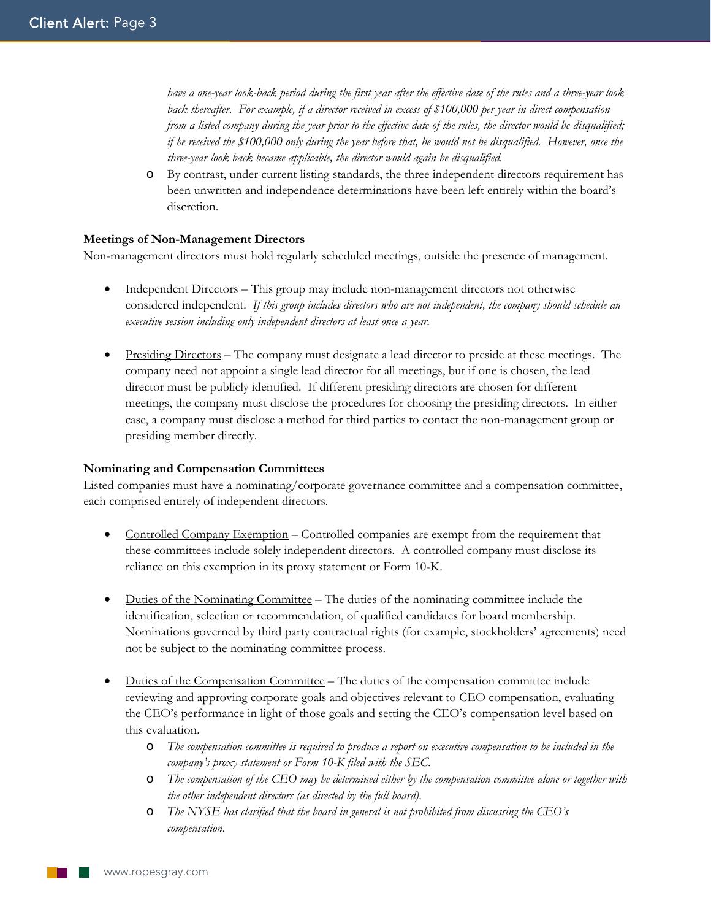*have a one-year look-back period during the first year after the effective date of the rules and a three-year look back thereafter. For example, if a director received in excess of $100,000 per year in direct compensation from a listed company during the year prior to the effective date of the rules, the director would be disqualified; if he received the $100,000 only during the year before that, he would not be disqualified. However, once the three-year look back became applicable, the director would again be disqualified.*

- By contrast, under current listing standards, the three independent directors requirement has been unwritten and independence determinations have been left entirely within the board's discretion.

**Meetings of Non-Management Directors**

Non-management directors must hold regularly scheduled meetings, outside the presence of management.

- <u>Independent Directors</u> – This group may include non-management directors not otherwise considered independent. *If this group includes directors who are not independent, the company should schedule an executive session including only independent directors at least once a year.*

- <u>Presiding Directors</u> – The company must designate a lead director to preside at these meetings. The company need not appoint a single lead director for all meetings, but if one is chosen, the lead director must be publicly identified. If different presiding directors are chosen for different meetings, the company must disclose the procedures for choosing the presiding directors. In either case, a company must disclose a method for third parties to contact the non-management group or presiding member directly.

**Nominating and Compensation Committees**

Listed companies must have a nominating/corporate governance committee and a compensation committee, each comprised entirely of independent directors.

- <u>Controlled Company Exemption</u> – Controlled companies are exempt from the requirement that these committees include solely independent directors. A controlled company must disclose its reliance on this exemption in its proxy statement or Form 10-K.

- <u>Duties of the Nominating Committee</u> – The duties of the nominating committee include the identification, selection or recommendation, of qualified candidates for board membership. Nominations governed by third party contractual rights (for example, stockholders' agreements) need not be subject to the nominating committee process.

- <u>Duties of the Compensation Committee</u> – The duties of the compensation committee include reviewing and approving corporate goals and objectives relevant to CEO compensation, evaluating the CEO's performance in light of those goals and setting the CEO's compensation level based on this evaluation.
  - *The compensation committee is required to produce a report on executive compensation to be included in the company's proxy statement or Form 10-K filed with the SEC.*
  - *The compensation of the CEO may be determined either by the compensation committee alone or together with the other independent directors (as directed by the full board).*
  - *The NYSE has clarified that the board in general is not prohibited from discussing the CEO's compensation.*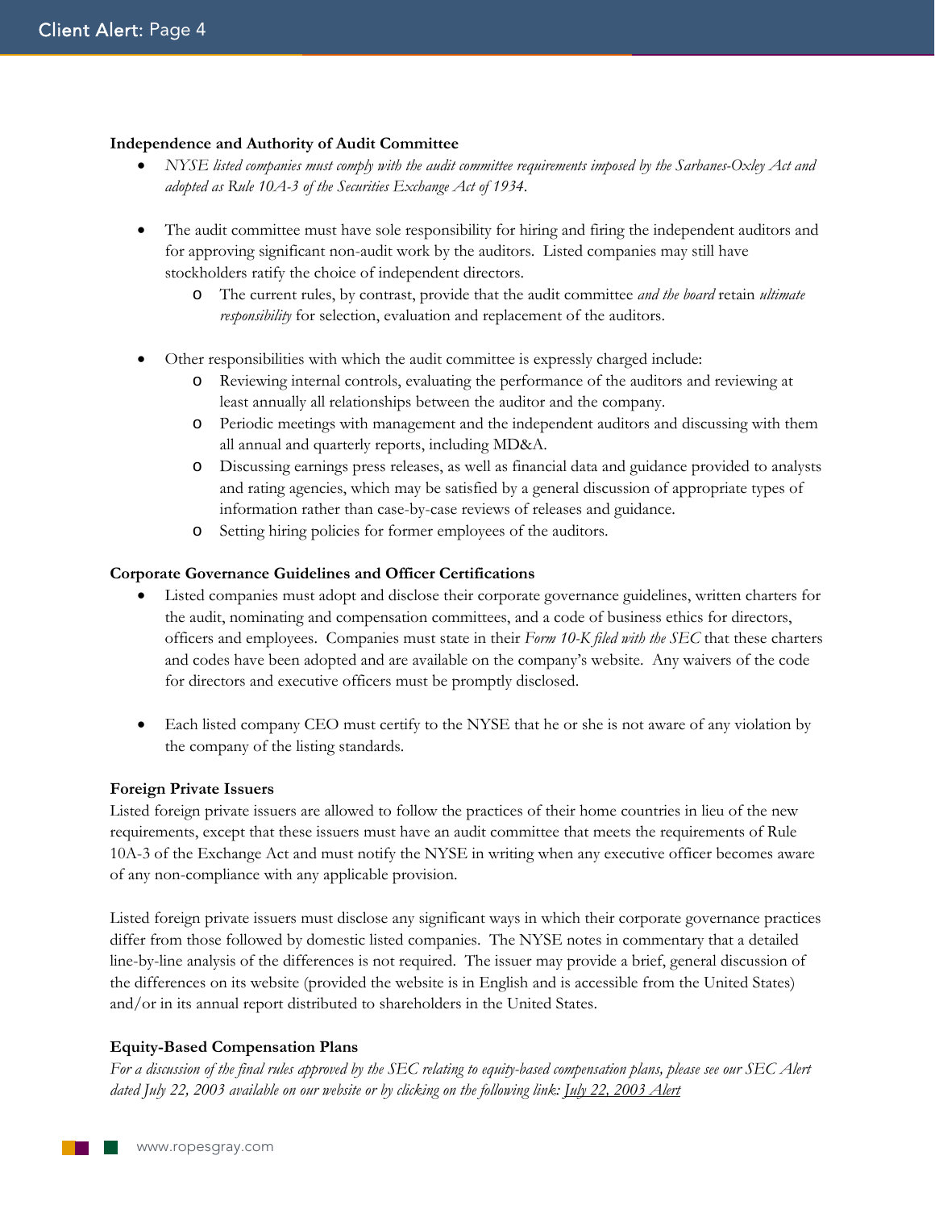**Independence and Authority of Audit Committee**

- *NYSE listed companies must comply with the audit committee requirements imposed by the Sarbanes-Oxley Act and adopted as Rule 10A-3 of the Securities Exchange Act of 1934.*

- The audit committee must have sole responsibility for hiring and firing the independent auditors and for approving significant non-audit work by the auditors. Listed companies may still have stockholders ratify the choice of independent directors.
  - The current rules, by contrast, provide that the audit committee *and the board* retain *ultimate responsibility* for selection, evaluation and replacement of the auditors.

- Other responsibilities with which the audit committee is expressly charged include:
  - Reviewing internal controls, evaluating the performance of the auditors and reviewing at least annually all relationships between the auditor and the company.
  - Periodic meetings with management and the independent auditors and discussing with them all annual and quarterly reports, including MD&A.
  - Discussing earnings press releases, as well as financial data and guidance provided to analysts and rating agencies, which may be satisfied by a general discussion of appropriate types of information rather than case-by-case reviews of releases and guidance.
  - Setting hiring policies for former employees of the auditors.

**Corporate Governance Guidelines and Officer Certifications**

- Listed companies must adopt and disclose their corporate governance guidelines, written charters for the audit, nominating and compensation committees, and a code of business ethics for directors, officers and employees. Companies must state in their *Form 10-K filed with the SEC* that these charters and codes have been adopted and are available on the company's website. Any waivers of the code for directors and executive officers must be promptly disclosed.

- Each listed company CEO must certify to the NYSE that he or she is not aware of any violation by the company of the listing standards.

**Foreign Private Issuers**

Listed foreign private issuers are allowed to follow the practices of their home countries in lieu of the new requirements, except that these issuers must have an audit committee that meets the requirements of Rule 10A-3 of the Exchange Act and must notify the NYSE in writing when any executive officer becomes aware of any non-compliance with any applicable provision.

Listed foreign private issuers must disclose any significant ways in which their corporate governance practices differ from those followed by domestic listed companies. The NYSE notes in commentary that a detailed line-by-line analysis of the differences is not required. The issuer may provide a brief, general discussion of the differences on its website (provided the website is in English and is accessible from the United States) and/or in its annual report distributed to shareholders in the United States.

**Equity-Based Compensation Plans**

*For a discussion of the final rules approved by the SEC relating to equity-based compensation plans, please see our SEC Alert dated July 22, 2003 available on our website or by clicking on the following link: July 22, 2003 Alert*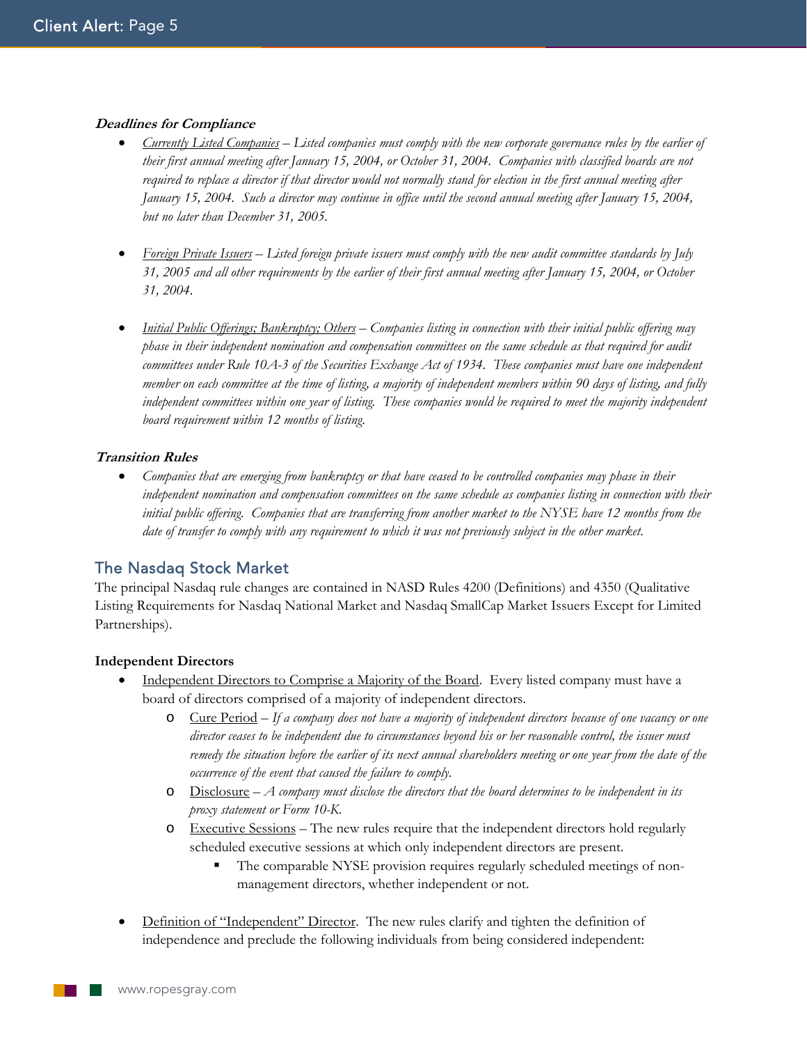***Deadlines for Compliance***

- *<u>Currently Listed Companies</u> – Listed companies must comply with the new corporate governance rules by the earlier of their first annual meeting after January 15, 2004, or October 31, 2004. Companies with classified boards are not required to replace a director if that director would not normally stand for election in the first annual meeting after January 15, 2004. Such a director may continue in office until the second annual meeting after January 15, 2004, but no later than December 31, 2005.*

- *<u>Foreign Private Issuers</u> – Listed foreign private issuers must comply with the new audit committee standards by July 31, 2005 and all other requirements by the earlier of their first annual meeting after January 15, 2004, or October 31, 2004.*

- *<u>Initial Public Offerings; Bankruptcy; Others</u> – Companies listing in connection with their initial public offering may phase in their independent nomination and compensation committees on the same schedule as that required for audit committees under Rule 10A-3 of the Securities Exchange Act of 1934. These companies must have one independent member on each committee at the time of listing, a majority of independent members within 90 days of listing, and fully independent committees within one year of listing. These companies would be required to meet the majority independent board requirement within 12 months of listing.*

***Transition Rules***

- *Companies that are emerging from bankruptcy or that have ceased to be controlled companies may phase in their independent nomination and compensation committees on the same schedule as companies listing in connection with their initial public offering. Companies that are transferring from another market to the NYSE have 12 months from the date of transfer to comply with any requirement to which it was not previously subject in the other market.*

## The Nasdaq Stock Market

The principal Nasdaq rule changes are contained in NASD Rules 4200 (Definitions) and 4350 (Qualitative Listing Requirements for Nasdaq National Market and Nasdaq SmallCap Market Issuers Except for Limited Partnerships).

**Independent Directors**

- <u>Independent Directors to Comprise a Majority of the Board</u>. Every listed company must have a board of directors comprised of a majority of independent directors.
  - <u>Cure Period</u> – *If a company does not have a majority of independent directors because of one vacancy or one director ceases to be independent due to circumstances beyond his or her reasonable control, the issuer must remedy the situation before the earlier of its next annual shareholders meeting or one year from the date of the occurrence of the event that caused the failure to comply.*
  - <u>Disclosure</u> – *A company must disclose the directors that the board determines to be independent in its proxy statement or Form 10-K.*
  - <u>Executive Sessions</u> – The new rules require that the independent directors hold regularly scheduled executive sessions at which only independent directors are present.
    - The comparable NYSE provision requires regularly scheduled meetings of non-management directors, whether independent or not.

- <u>Definition of "Independent" Director</u>. The new rules clarify and tighten the definition of independence and preclude the following individuals from being considered independent: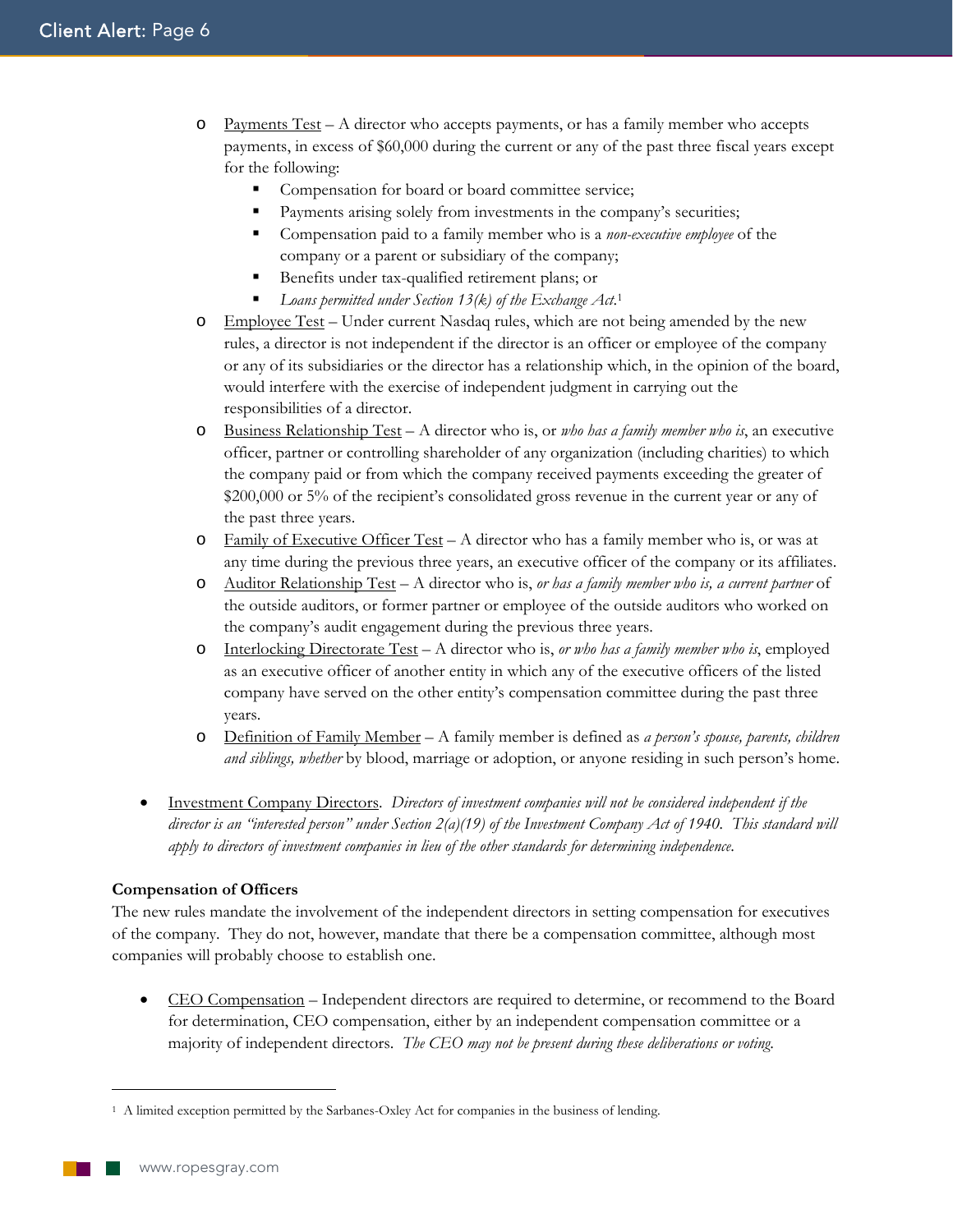- Payments Test – A director who accepts payments, or has a family member who accepts payments, in excess of $60,000 during the current or any of the past three fiscal years except for the following:
  - Compensation for board or board committee service;
  - Payments arising solely from investments in the company's securities;
  - Compensation paid to a family member who is a *non-executive employee* of the company or a parent or subsidiary of the company;
  - Benefits under tax-qualified retirement plans; or
  - *Loans permitted under Section 13(k) of the Exchange Act.*[1]
- Employee Test – Under current Nasdaq rules, which are not being amended by the new rules, a director is not independent if the director is an officer or employee of the company or any of its subsidiaries or the director has a relationship which, in the opinion of the board, would interfere with the exercise of independent judgment in carrying out the responsibilities of a director.
- Business Relationship Test – A director who is, or *who has a family member who is*, an executive officer, partner or controlling shareholder of any organization (including charities) to which the company paid or from which the company received payments exceeding the greater of $200,000 or 5% of the recipient's consolidated gross revenue in the current year or any of the past three years.
- Family of Executive Officer Test – A director who has a family member who is, or was at any time during the previous three years, an executive officer of the company or its affiliates.
- Auditor Relationship Test – A director who is, *or has a family member who is, a current partner* of the outside auditors, or former partner or employee of the outside auditors who worked on the company's audit engagement during the previous three years.
- Interlocking Directorate Test – A director who is, *or who has a family member who is*, employed as an executive officer of another entity in which any of the executive officers of the listed company have served on the other entity's compensation committee during the past three years.
- Definition of Family Member – A family member is defined as *a person's spouse, parents, children and siblings, whether* by blood, marriage or adoption, or anyone residing in such person's home.

- Investment Company Directors. *Directors of investment companies will not be considered independent if the director is an "interested person" under Section 2(a)(19) of the Investment Company Act of 1940. This standard will apply to directors of investment companies in lieu of the other standards for determining independence.*

**Compensation of Officers**

The new rules mandate the involvement of the independent directors in setting compensation for executives of the company. They do not, however, mandate that there be a compensation committee, although most companies will probably choose to establish one.

- CEO Compensation – Independent directors are required to determine, or recommend to the Board for determination, CEO compensation, either by an independent compensation committee or a majority of independent directors. *The CEO may not be present during these deliberations or voting.*

[1] A limited exception permitted by the Sarbanes-Oxley Act for companies in the business of lending.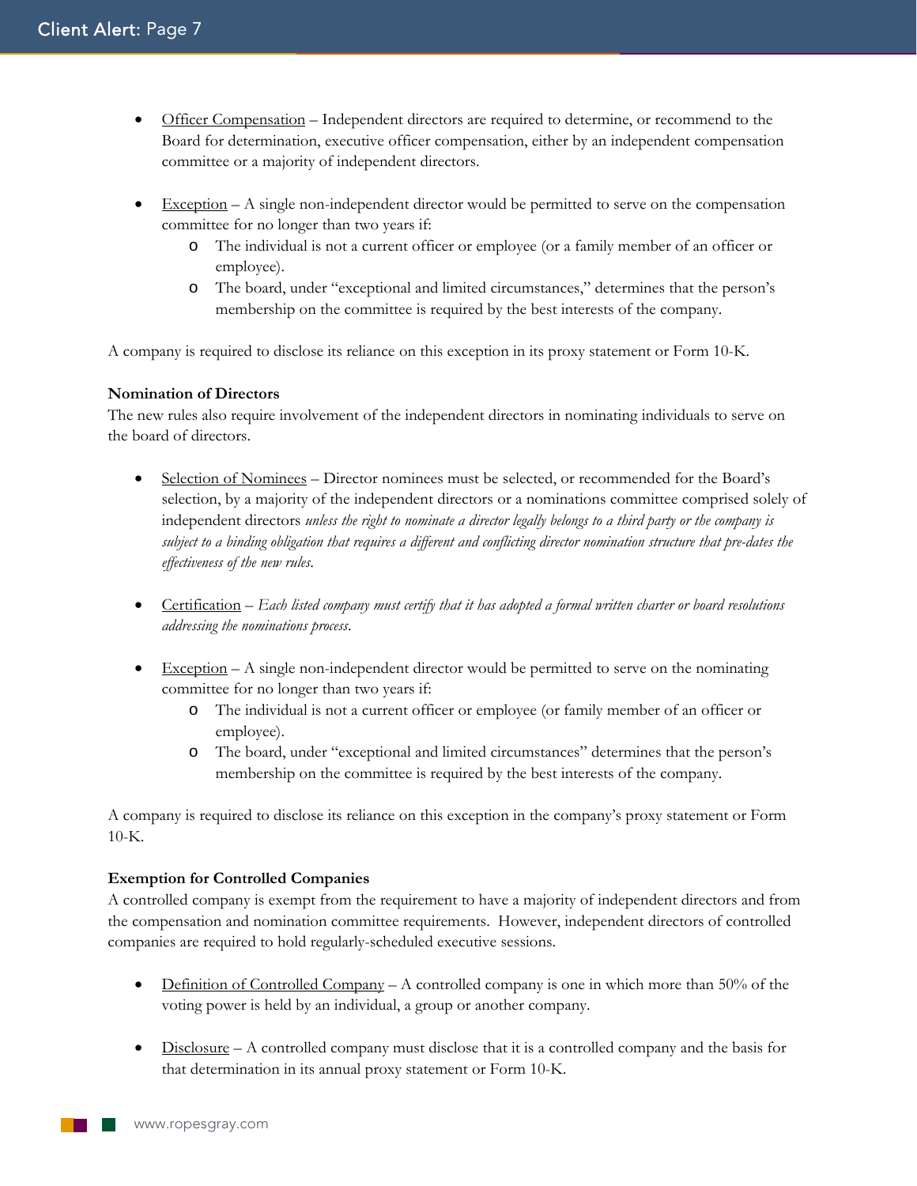- Officer Compensation – Independent directors are required to determine, or recommend to the Board for determination, executive officer compensation, either by an independent compensation committee or a majority of independent directors.

- Exception – A single non-independent director would be permitted to serve on the compensation committee for no longer than two years if:
  - The individual is not a current officer or employee (or a family member of an officer or employee).
  - The board, under "exceptional and limited circumstances," determines that the person's membership on the committee is required by the best interests of the company.

A company is required to disclose its reliance on this exception in its proxy statement or Form 10-K.

**Nomination of Directors**

The new rules also require involvement of the independent directors in nominating individuals to serve on the board of directors.

- Selection of Nominees – Director nominees must be selected, or recommended for the Board's selection, by a majority of the independent directors or a nominations committee comprised solely of independent directors *unless the right to nominate a director legally belongs to a third party or the company is subject to a binding obligation that requires a different and conflicting director nomination structure that pre-dates the effectiveness of the new rules.*

- Certification – *Each listed company must certify that it has adopted a formal written charter or board resolutions addressing the nominations process.*

- Exception – A single non-independent director would be permitted to serve on the nominating committee for no longer than two years if:
  - The individual is not a current officer or employee (or family member of an officer or employee).
  - The board, under "exceptional and limited circumstances" determines that the person's membership on the committee is required by the best interests of the company.

A company is required to disclose its reliance on this exception in the company's proxy statement or Form 10-K.

**Exemption for Controlled Companies**

A controlled company is exempt from the requirement to have a majority of independent directors and from the compensation and nomination committee requirements. However, independent directors of controlled companies are required to hold regularly-scheduled executive sessions.

- Definition of Controlled Company – A controlled company is one in which more than 50% of the voting power is held by an individual, a group or another company.

- Disclosure – A controlled company must disclose that it is a controlled company and the basis for that determination in its annual proxy statement or Form 10-K.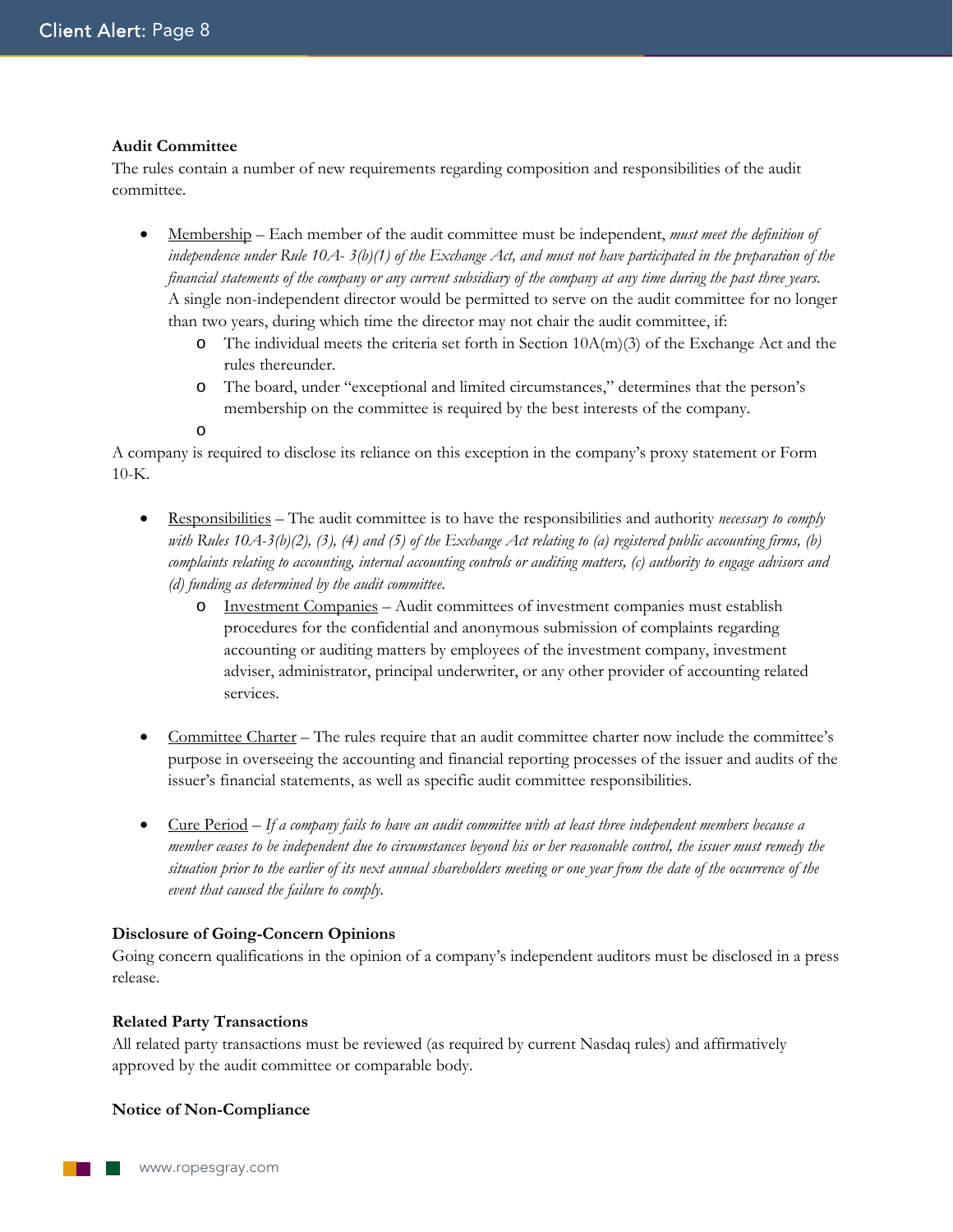**Audit Committee**

The rules contain a number of new requirements regarding composition and responsibilities of the audit committee.

- Membership – Each member of the audit committee must be independent, *must meet the definition of independence under Rule 10A- 3(b)(1) of the Exchange Act, and must not have participated in the preparation of the financial statements of the company or any current subsidiary of the company at any time during the past three years.* A single non-independent director would be permitted to serve on the audit committee for no longer than two years, during which time the director may not chair the audit committee, if:
    - The individual meets the criteria set forth in Section 10A(m)(3) of the Exchange Act and the rules thereunder.
    - The board, under "exceptional and limited circumstances," determines that the person's membership on the committee is required by the best interests of the company.

A company is required to disclose its reliance on this exception in the company's proxy statement or Form 10-K.

- Responsibilities – The audit committee is to have the responsibilities and authority *necessary to comply with Rules 10A-3(b)(2), (3), (4) and (5) of the Exchange Act relating to (a) registered public accounting firms, (b) complaints relating to accounting, internal accounting controls or auditing matters, (c) authority to engage advisors and (d) funding as determined by the audit committee.*
    - Investment Companies – Audit committees of investment companies must establish procedures for the confidential and anonymous submission of complaints regarding accounting or auditing matters by employees of the investment company, investment adviser, administrator, principal underwriter, or any other provider of accounting related services.

- Committee Charter – The rules require that an audit committee charter now include the committee's purpose in overseeing the accounting and financial reporting processes of the issuer and audits of the issuer's financial statements, as well as specific audit committee responsibilities.

- Cure Period – *If a company fails to have an audit committee with at least three independent members because a member ceases to be independent due to circumstances beyond his or her reasonable control, the issuer must remedy the situation prior to the earlier of its next annual shareholders meeting or one year from the date of the occurrence of the event that caused the failure to comply.*

**Disclosure of Going-Concern Opinions**

Going concern qualifications in the opinion of a company's independent auditors must be disclosed in a press release.

**Related Party Transactions**

All related party transactions must be reviewed (as required by current Nasdaq rules) and affirmatively approved by the audit committee or comparable body.

**Notice of Non-Compliance**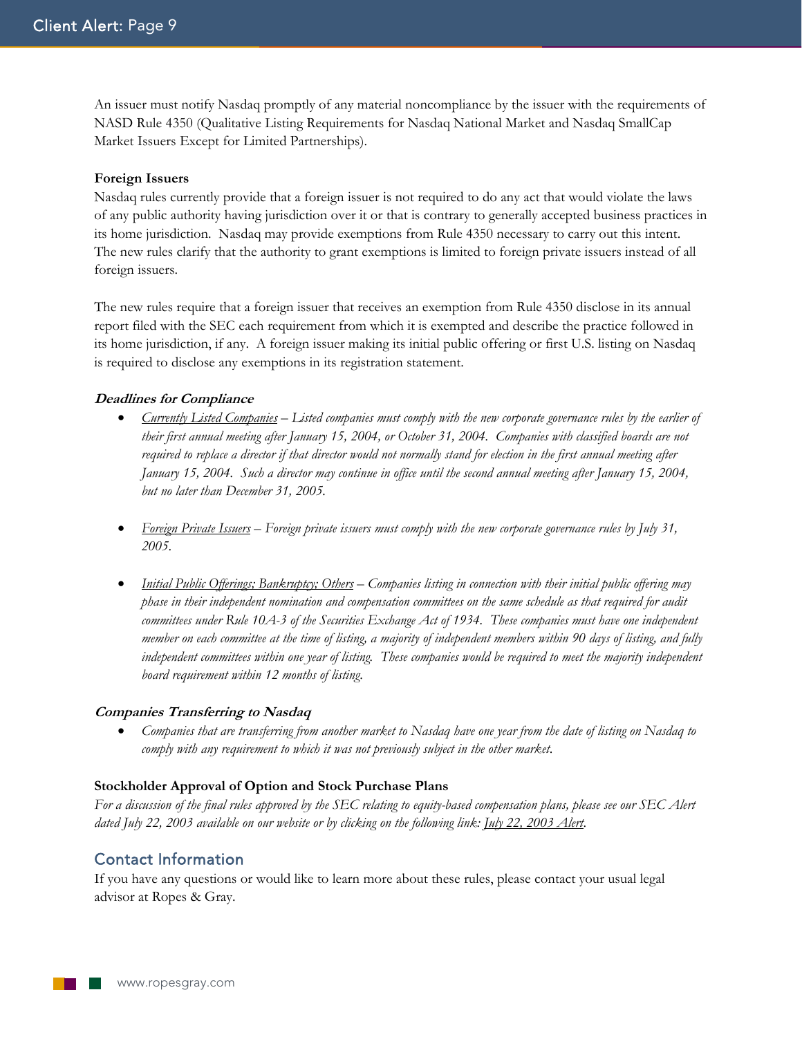An issuer must notify Nasdaq promptly of any material noncompliance by the issuer with the requirements of NASD Rule 4350 (Qualitative Listing Requirements for Nasdaq National Market and Nasdaq SmallCap Market Issuers Except for Limited Partnerships).

**Foreign Issuers**

Nasdaq rules currently provide that a foreign issuer is not required to do any act that would violate the laws of any public authority having jurisdiction over it or that is contrary to generally accepted business practices in its home jurisdiction. Nasdaq may provide exemptions from Rule 4350 necessary to carry out this intent. The new rules clarify that the authority to grant exemptions is limited to foreign private issuers instead of all foreign issuers.

The new rules require that a foreign issuer that receives an exemption from Rule 4350 disclose in its annual report filed with the SEC each requirement from which it is exempted and describe the practice followed in its home jurisdiction, if any. A foreign issuer making its initial public offering or first U.S. listing on Nasdaq is required to disclose any exemptions in its registration statement.

***Deadlines for Compliance***

- *Currently Listed Companies – Listed companies must comply with the new corporate governance rules by the earlier of their first annual meeting after January 15, 2004, or October 31, 2004. Companies with classified boards are not required to replace a director if that director would not normally stand for election in the first annual meeting after January 15, 2004. Such a director may continue in office until the second annual meeting after January 15, 2004, but no later than December 31, 2005.*

- *Foreign Private Issuers – Foreign private issuers must comply with the new corporate governance rules by July 31, 2005.*

- *Initial Public Offerings; Bankruptcy; Others – Companies listing in connection with their initial public offering may phase in their independent nomination and compensation committees on the same schedule as that required for audit committees under Rule 10A-3 of the Securities Exchange Act of 1934. These companies must have one independent member on each committee at the time of listing, a majority of independent members within 90 days of listing, and fully independent committees within one year of listing. These companies would be required to meet the majority independent board requirement within 12 months of listing.*

***Companies Transferring to Nasdaq***

- *Companies that are transferring from another market to Nasdaq have one year from the date of listing on Nasdaq to comply with any requirement to which it was not previously subject in the other market.*

**Stockholder Approval of Option and Stock Purchase Plans**

*For a discussion of the final rules approved by the SEC relating to equity-based compensation plans, please see our SEC Alert dated July 22, 2003 available on our website or by clicking on the following link: July 22, 2003 Alert.*

## Contact Information

If you have any questions or would like to learn more about these rules, please contact your usual legal advisor at Ropes & Gray.